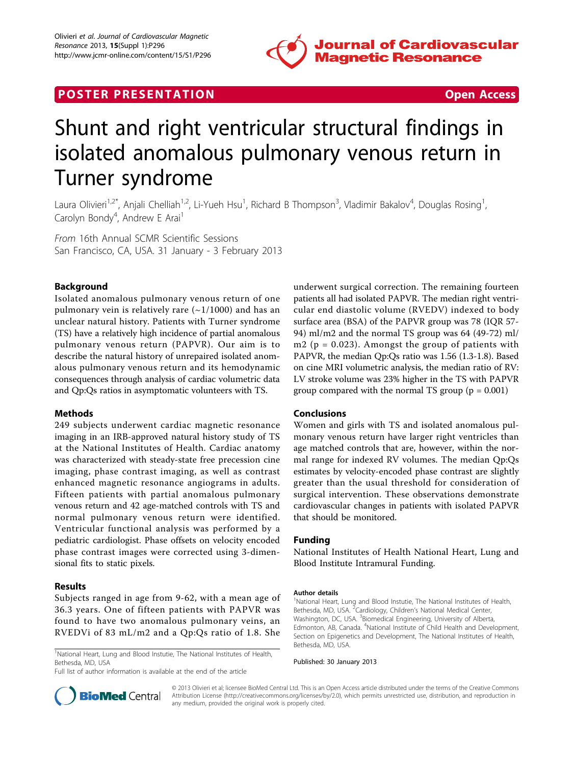POSTER PRESENTATION Open Access

# Shunt and right ventricular structural findings in isolated anomalous pulmonary venous return in Turner syndrome

Laura Olivieri[1,2*], Anjali Chelliah[1,2], Li-Yueh Hsu[1], Richard B Thompson[3], Vladimir Bakalov[4], Douglas Rosing[1], Carolyn Bondy[4], Andrew E Arai[1]

*From* 16th Annual SCMR Scientific Sessions
San Francisco, CA, USA. 31 January - 3 February 2013

## Background

Isolated anomalous pulmonary venous return of one pulmonary vein is relatively rare (~1/1000) and has an unclear natural history. Patients with Turner syndrome (TS) have a relatively high incidence of partial anomalous pulmonary venous return (PAPVR). Our aim is to describe the natural history of unrepaired isolated anomalous pulmonary venous return and its hemodynamic consequences through analysis of cardiac volumetric data and Qp:Qs ratios in asymptomatic volunteers with TS.

## Methods

249 subjects underwent cardiac magnetic resonance imaging in an IRB-approved natural history study of TS at the National Institutes of Health. Cardiac anatomy was characterized with steady-state free precession cine imaging, phase contrast imaging, as well as contrast enhanced magnetic resonance angiograms in adults. Fifteen patients with partial anomalous pulmonary venous return and 42 age-matched controls with TS and normal pulmonary venous return were identified. Ventricular functional analysis was performed by a pediatric cardiologist. Phase offsets on velocity encoded phase contrast images were corrected using 3-dimensional fits to static pixels.

## Results

Subjects ranged in age from 9-62, with a mean age of 36.3 years. One of fifteen patients with PAPVR was found to have two anomalous pulmonary veins, an RVEDVi of 83 mL/m2 and a Qp:Qs ratio of 1.8. She underwent surgical correction. The remaining fourteen patients all had isolated PAPVR. The median right ventricular end diastolic volume (RVEDV) indexed to body surface area (BSA) of the PAPVR group was 78 (IQR 57-94) ml/m2 and the normal TS group was 64 (49-72) ml/m2 ($p = 0.023$). Amongst the group of patients with PAPVR, the median Qp:Qs ratio was 1.56 (1.3-1.8). Based on cine MRI volumetric analysis, the median ratio of RV:LV stroke volume was 23% higher in the TS with PAPVR group compared with the normal TS group ($p = 0.001$)

## Conclusions

Women and girls with TS and isolated anomalous pulmonary venous return have larger right ventricles than age matched controls that are, however, within the normal range for indexed RV volumes. The median Qp:Qs estimates by velocity-encoded phase contrast are slightly greater than the usual threshold for consideration of surgical intervention. These observations demonstrate cardiovascular changes in patients with isolated PAPVR that should be monitored.

## Funding

National Institutes of Health National Heart, Lung and Blood Institute Intramural Funding.

### Author details

[1]National Heart, Lung and Blood Instutie, The National Institutes of Health, Bethesda, MD, USA. [2]Cardiology, Children's National Medical Center, Washington, DC, USA. [3]Biomedical Engineering, University of Alberta, Edmonton, AB, Canada. [4]National Institute of Child Health and Development, Section on Epigenetics and Development, The National Institutes of Health, Bethesda, MD, USA.

Published: 30 January 2013

[1]National Heart, Lung and Blood Instutie, The National Institutes of Health, Bethesda, MD, USA
Full list of author information is available at the end of the article

© 2013 Olivieri et al; licensee BioMed Central Ltd. This is an Open Access article distributed under the terms of the Creative Commons Attribution License (http://creativecommons.org/licenses/by/2.0), which permits unrestricted use, distribution, and reproduction in any medium, provided the original work is properly cited.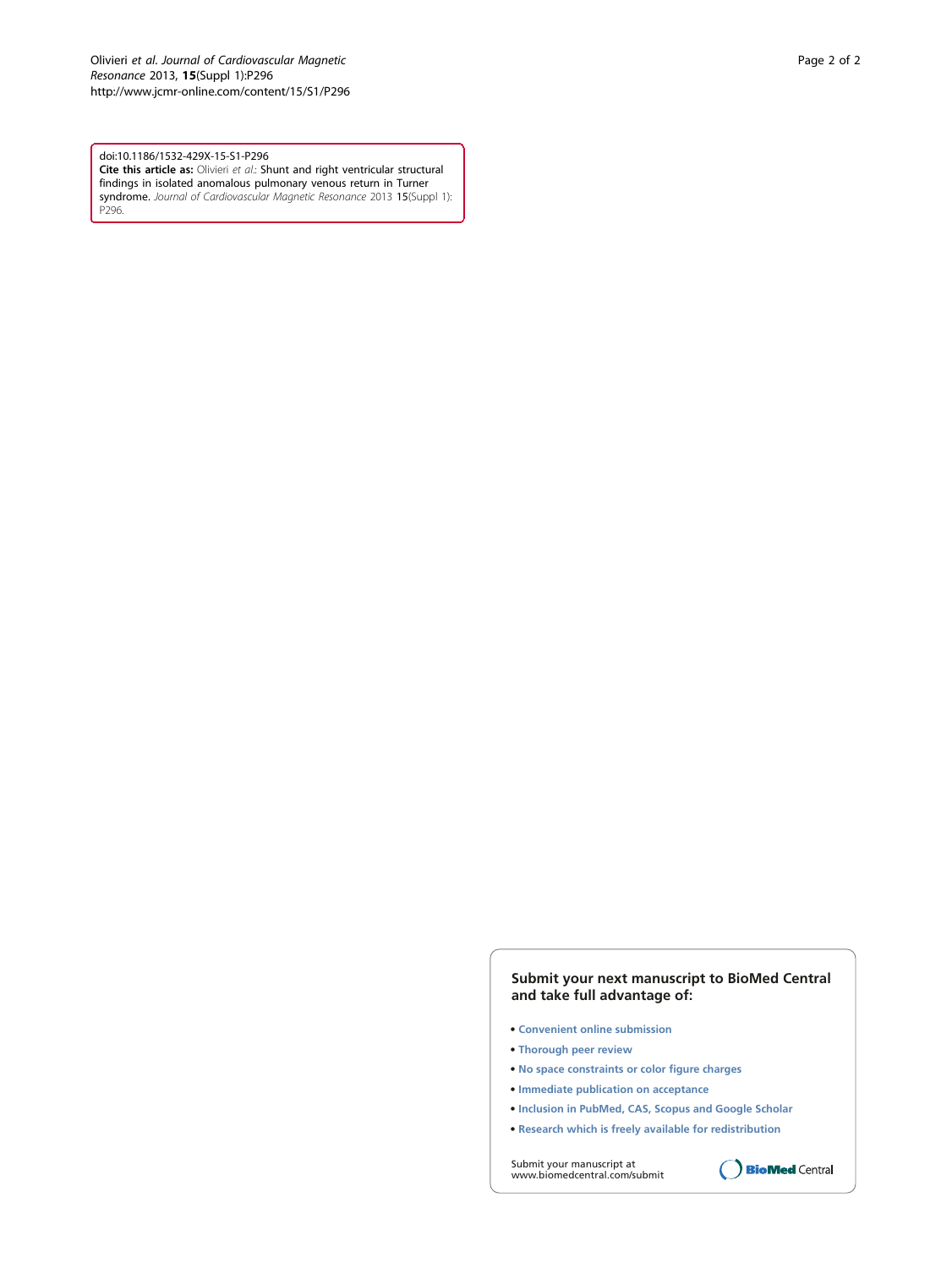doi:10.1186/1532-429X-15-S1-P296

**Cite this article as:** Olivieri *et al.*: Shunt and right ventricular structural findings in isolated anomalous pulmonary venous return in Turner syndrome. *Journal of Cardiovascular Magnetic Resonance* 2013 **15**(Suppl 1): P296.

**Submit your next manuscript to BioMed Central and take full advantage of:**

- **Convenient online submission**
- **Thorough peer review**
- **No space constraints or color figure charges**
- **Immediate publication on acceptance**
- **Inclusion in PubMed, CAS, Scopus and Google Scholar**
- **Research which is freely available for redistribution**

Submit your manuscript at
www.biomedcentral.com/submit

BioMed Central